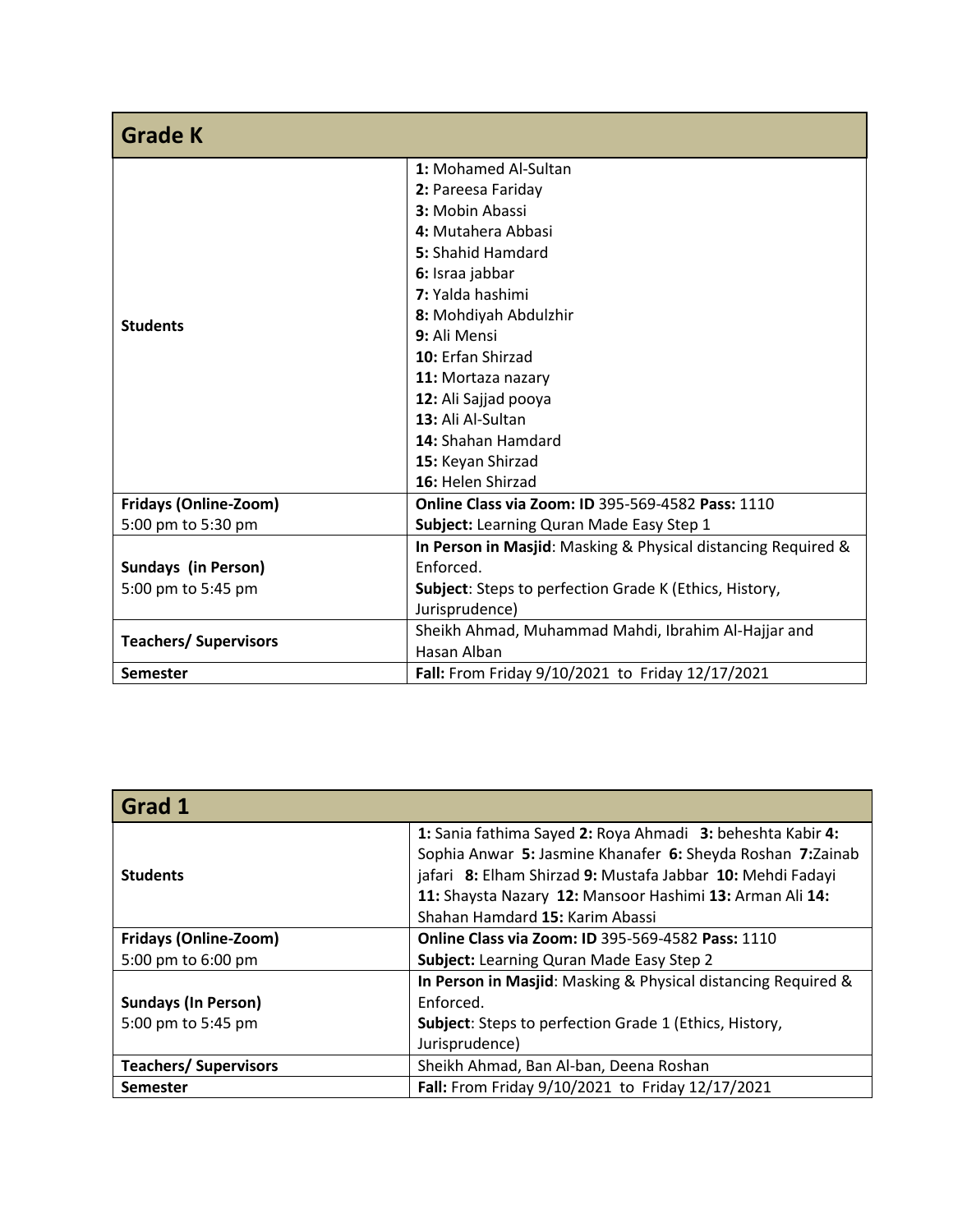| Grade K | |
|---|---|
| **Students** | **1:** Mohamed Al-Sultan<br>**2:** Pareesa Fariday<br>**3:** Mobin Abassi<br>**4:** Mutahera Abbasi<br>**5:** Shahid Hamdard<br>**6:** Israa jabbar<br>**7:** Yalda hashimi<br>**8:** Mohdiyah Abdulzhir<br>**9:** Ali Mensi<br>**10:** Erfan Shirzad<br>**11:** Mortaza nazary<br>**12:** Ali Sajjad pooya<br>**13:** Ali Al-Sultan<br>**14:** Shahan Hamdard<br>**15:** Keyan Shirzad<br>**16:** Helen Shirzad |
| **Fridays (Online-Zoom)**<br>5:00 pm to 5:30 pm | **Online Class via Zoom: ID** 395-569-4582 **Pass:** 1110<br>**Subject:** Learning Quran Made Easy Step 1 |
| **Sundays (in Person)**<br>5:00 pm to 5:45 pm | **In Person in Masjid**: Masking & Physical distancing Required & Enforced.<br>**Subject**: Steps to perfection Grade K (Ethics, History, Jurisprudence) |
| **Teachers/ Supervisors** | Sheikh Ahmad, Muhammad Mahdi, Ibrahim Al-Hajjar and Hasan Alban |
| **Semester** | **Fall:** From Friday 9/10/2021 to Friday 12/17/2021 |

| Grad 1 | |
|---|---|
| **Students** | **1:** Sania fathima Sayed **2:** Roya Ahmadi **3:** beheshta Kabir **4:** Sophia Anwar **5:** Jasmine Khanafer **6:** Sheyda Roshan **7:**Zainab jafari **8:** Elham Shirzad **9:** Mustafa Jabbar **10:** Mehdi Fadayi **11:** Shaysta Nazary **12:** Mansoor Hashimi **13:** Arman Ali **14:** Shahan Hamdard **15:** Karim Abassi |
| **Fridays (Online-Zoom)**<br>5:00 pm to 6:00 pm | **Online Class via Zoom: ID** 395-569-4582 **Pass:** 1110<br>**Subject:** Learning Quran Made Easy Step 2 |
| **Sundays (In Person)**<br>5:00 pm to 5:45 pm | **In Person in Masjid**: Masking & Physical distancing Required & Enforced.<br>**Subject**: Steps to perfection Grade 1 (Ethics, History, Jurisprudence) |
| **Teachers/ Supervisors** | Sheikh Ahmad, Ban Al-ban, Deena Roshan |
| **Semester** | **Fall:** From Friday 9/10/2021 to Friday 12/17/2021 |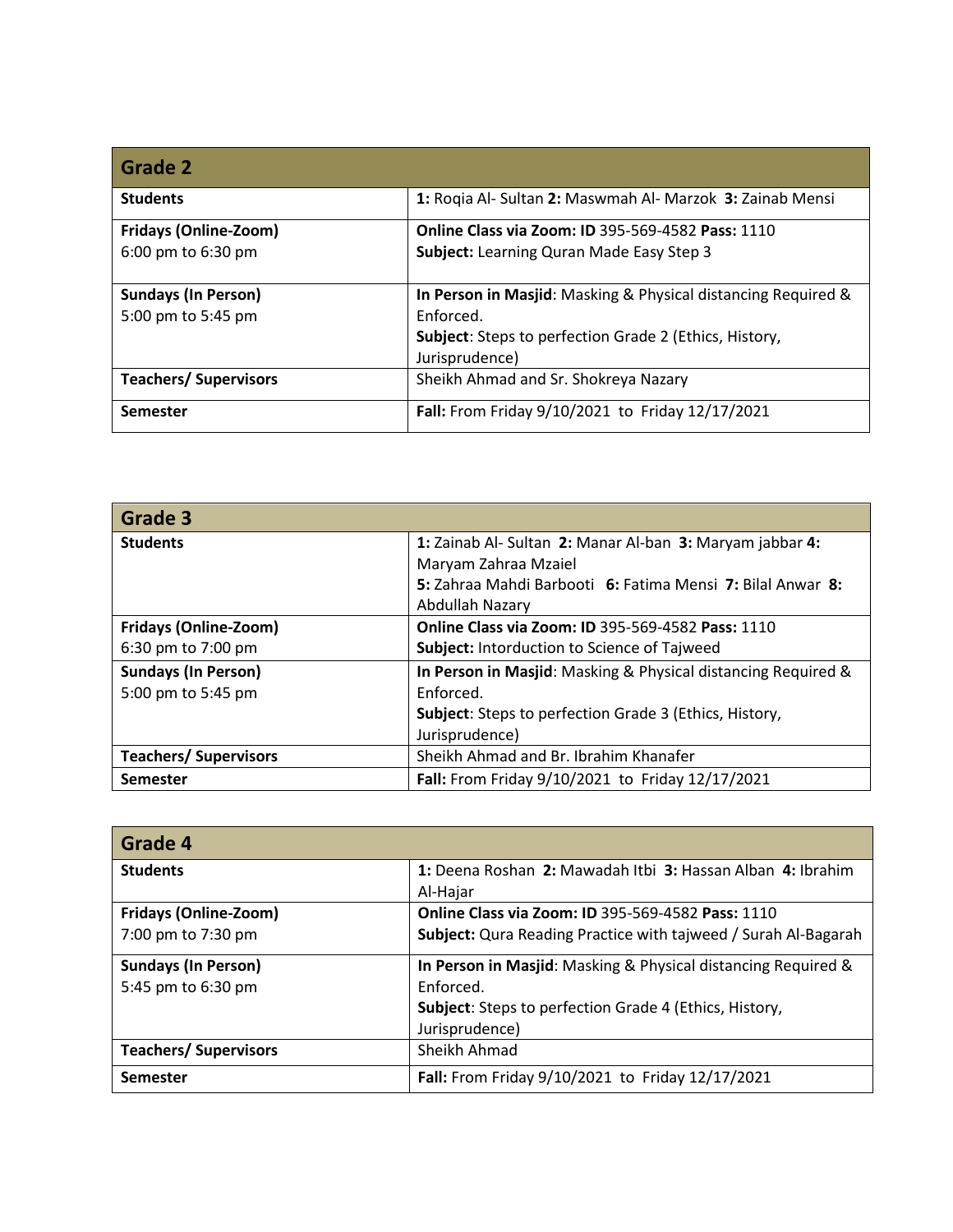| Grade 2 | |
|---|---|
| **Students** | **1:** Roqia Al- Sultan **2:** Maswmah Al- Marzok **3:** Zainab Mensi |
| **Fridays (Online-Zoom)**<br>6:00 pm to 6:30 pm | **Online Class via Zoom: ID** 395-569-4582 **Pass:** 1110<br>**Subject:** Learning Quran Made Easy Step 3 |
| **Sundays (In Person)**<br>5:00 pm to 5:45 pm | **In Person in Masjid**: Masking & Physical distancing Required & Enforced.<br>**Subject**: Steps to perfection Grade 2 (Ethics, History, Jurisprudence) |
| **Teachers/ Supervisors** | Sheikh Ahmad and Sr. Shokreya Nazary |
| **Semester** | **Fall:** From Friday 9/10/2021 to Friday 12/17/2021 |

| Grade 3 | |
|---|---|
| **Students** | **1:** Zainab Al- Sultan **2:** Manar Al-ban **3:** Maryam jabbar **4:** Maryam Zahraa Mzaiel<br>**5:** Zahraa Mahdi Barbooti **6:** Fatima Mensi **7:** Bilal Anwar **8:** Abdullah Nazary |
| **Fridays (Online-Zoom)**<br>6:30 pm to 7:00 pm | **Online Class via Zoom: ID** 395-569-4582 **Pass:** 1110<br>**Subject:** Intorduction to Science of Tajweed |
| **Sundays (In Person)**<br>5:00 pm to 5:45 pm | **In Person in Masjid**: Masking & Physical distancing Required & Enforced.<br>**Subject**: Steps to perfection Grade 3 (Ethics, History, Jurisprudence) |
| **Teachers/ Supervisors** | Sheikh Ahmad and Br. Ibrahim Khanafer |
| **Semester** | **Fall:** From Friday 9/10/2021 to Friday 12/17/2021 |

| Grade 4 | |
|---|---|
| **Students** | **1:** Deena Roshan **2:** Mawadah Itbi **3:** Hassan Alban **4:** Ibrahim Al-Hajar |
| **Fridays (Online-Zoom)**<br>7:00 pm to 7:30 pm | **Online Class via Zoom: ID** 395-569-4582 **Pass:** 1110<br>**Subject:** Qura Reading Practice with tajweed / Surah Al-Bagarah |
| **Sundays (In Person)**<br>5:45 pm to 6:30 pm | **In Person in Masjid**: Masking & Physical distancing Required & Enforced.<br>**Subject**: Steps to perfection Grade 4 (Ethics, History, Jurisprudence) |
| **Teachers/ Supervisors** | Sheikh Ahmad |
| **Semester** | **Fall:** From Friday 9/10/2021 to Friday 12/17/2021 |